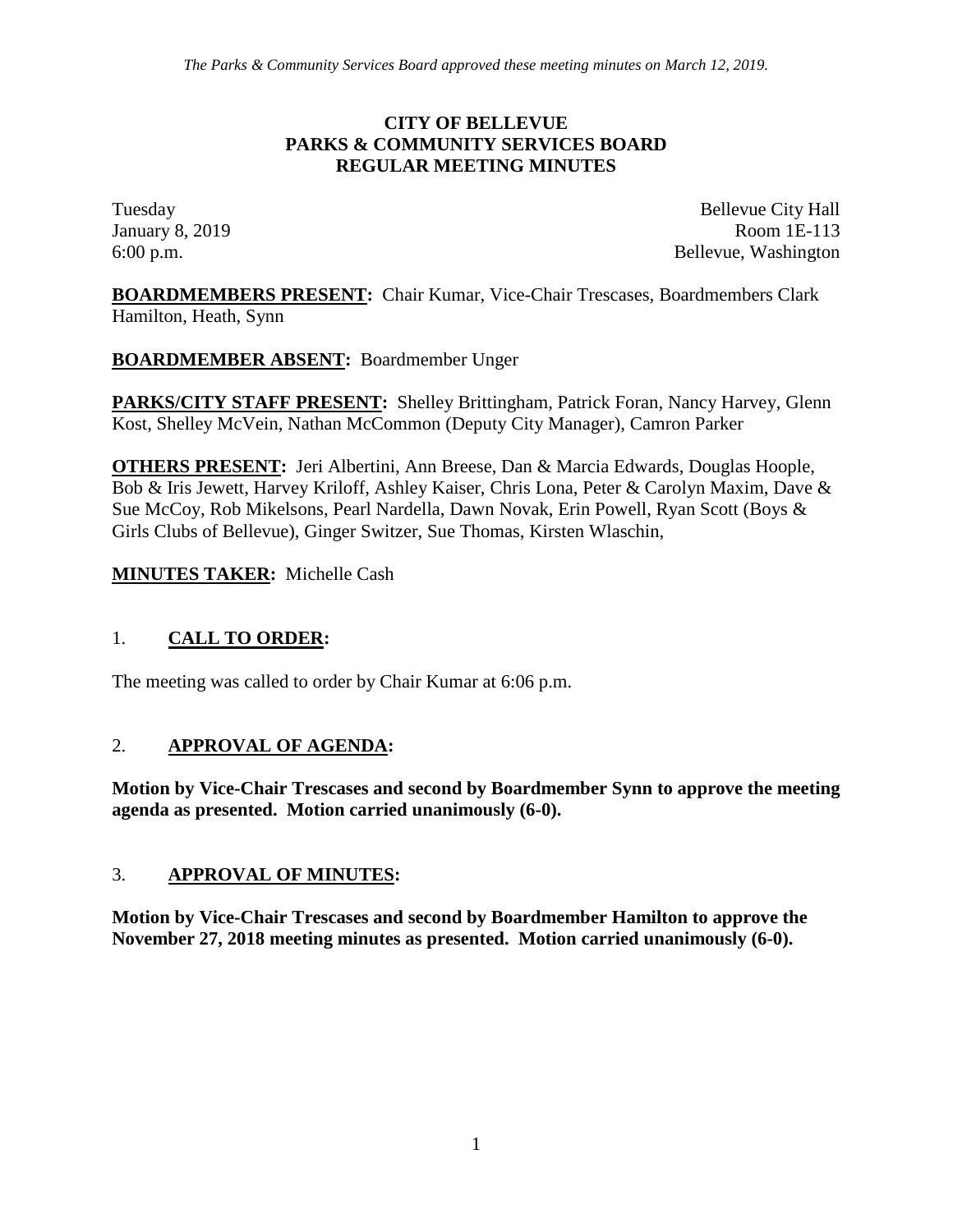*The Parks & Community Services Board approved these meeting minutes on March 12, 2019.*

**CITY OF BELLEVUE**
**PARKS & COMMUNITY SERVICES BOARD**
**REGULAR MEETING MINUTES**

Tuesday
January 8, 2019
6:00 p.m.

Bellevue City Hall
Room 1E-113
Bellevue, Washington

**BOARDMEMBERS PRESENT:** Chair Kumar, Vice-Chair Trescases, Boardmembers Clark Hamilton, Heath, Synn

**BOARDMEMBER ABSENT:** Boardmember Unger

**PARKS/CITY STAFF PRESENT:** Shelley Brittingham, Patrick Foran, Nancy Harvey, Glenn Kost, Shelley McVein, Nathan McCommon (Deputy City Manager), Camron Parker

**OTHERS PRESENT:** Jeri Albertini, Ann Breese, Dan & Marcia Edwards, Douglas Hoople, Bob & Iris Jewett, Harvey Kriloff, Ashley Kaiser, Chris Lona, Peter & Carolyn Maxim, Dave & Sue McCoy, Rob Mikelsons, Pearl Nardella, Dawn Novak, Erin Powell, Ryan Scott (Boys & Girls Clubs of Bellevue), Ginger Switzer, Sue Thomas, Kirsten Wlaschin,

**MINUTES TAKER:** Michelle Cash

## 1. CALL TO ORDER:

The meeting was called to order by Chair Kumar at 6:06 p.m.

## 2. APPROVAL OF AGENDA:

**Motion by Vice-Chair Trescases and second by Boardmember Synn to approve the meeting agenda as presented. Motion carried unanimously (6-0).**

## 3. APPROVAL OF MINUTES:

**Motion by Vice-Chair Trescases and second by Boardmember Hamilton to approve the November 27, 2018 meeting minutes as presented. Motion carried unanimously (6-0).**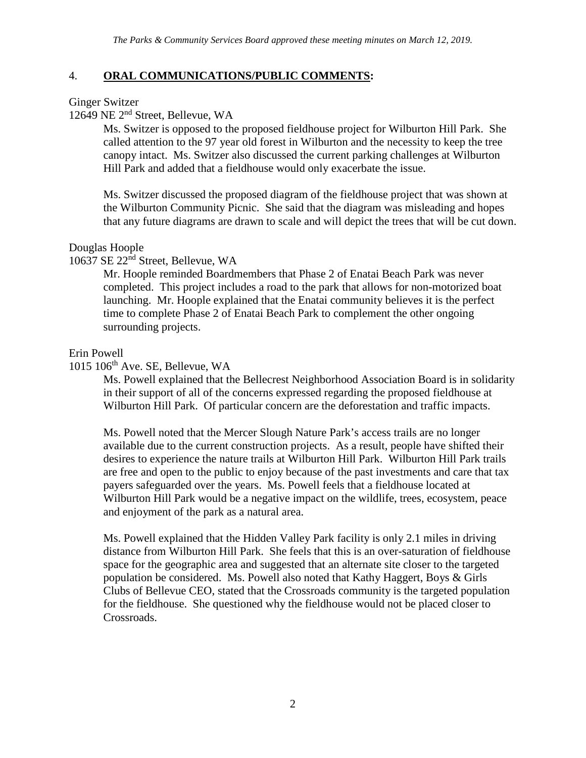*The Parks & Community Services Board approved these meeting minutes on March 12, 2019.*

## 4. **ORAL COMMUNICATIONS/PUBLIC COMMENTS:**

Ginger Switzer
12649 NE 2nd Street, Bellevue, WA

Ms. Switzer is opposed to the proposed fieldhouse project for Wilburton Hill Park. She called attention to the 97 year old forest in Wilburton and the necessity to keep the tree canopy intact. Ms. Switzer also discussed the current parking challenges at Wilburton Hill Park and added that a fieldhouse would only exacerbate the issue.

Ms. Switzer discussed the proposed diagram of the fieldhouse project that was shown at the Wilburton Community Picnic. She said that the diagram was misleading and hopes that any future diagrams are drawn to scale and will depict the trees that will be cut down.

Douglas Hoople
10637 SE 22nd Street, Bellevue, WA

Mr. Hoople reminded Boardmembers that Phase 2 of Enatai Beach Park was never completed. This project includes a road to the park that allows for non-motorized boat launching. Mr. Hoople explained that the Enatai community believes it is the perfect time to complete Phase 2 of Enatai Beach Park to complement the other ongoing surrounding projects.

Erin Powell
1015 106th Ave. SE, Bellevue, WA

Ms. Powell explained that the Bellecrest Neighborhood Association Board is in solidarity in their support of all of the concerns expressed regarding the proposed fieldhouse at Wilburton Hill Park. Of particular concern are the deforestation and traffic impacts.

Ms. Powell noted that the Mercer Slough Nature Park's access trails are no longer available due to the current construction projects. As a result, people have shifted their desires to experience the nature trails at Wilburton Hill Park. Wilburton Hill Park trails are free and open to the public to enjoy because of the past investments and care that tax payers safeguarded over the years. Ms. Powell feels that a fieldhouse located at Wilburton Hill Park would be a negative impact on the wildlife, trees, ecosystem, peace and enjoyment of the park as a natural area.

Ms. Powell explained that the Hidden Valley Park facility is only 2.1 miles in driving distance from Wilburton Hill Park. She feels that this is an over-saturation of fieldhouse space for the geographic area and suggested that an alternate site closer to the targeted population be considered. Ms. Powell also noted that Kathy Haggert, Boys & Girls Clubs of Bellevue CEO, stated that the Crossroads community is the targeted population for the fieldhouse. She questioned why the fieldhouse would not be placed closer to Crossroads.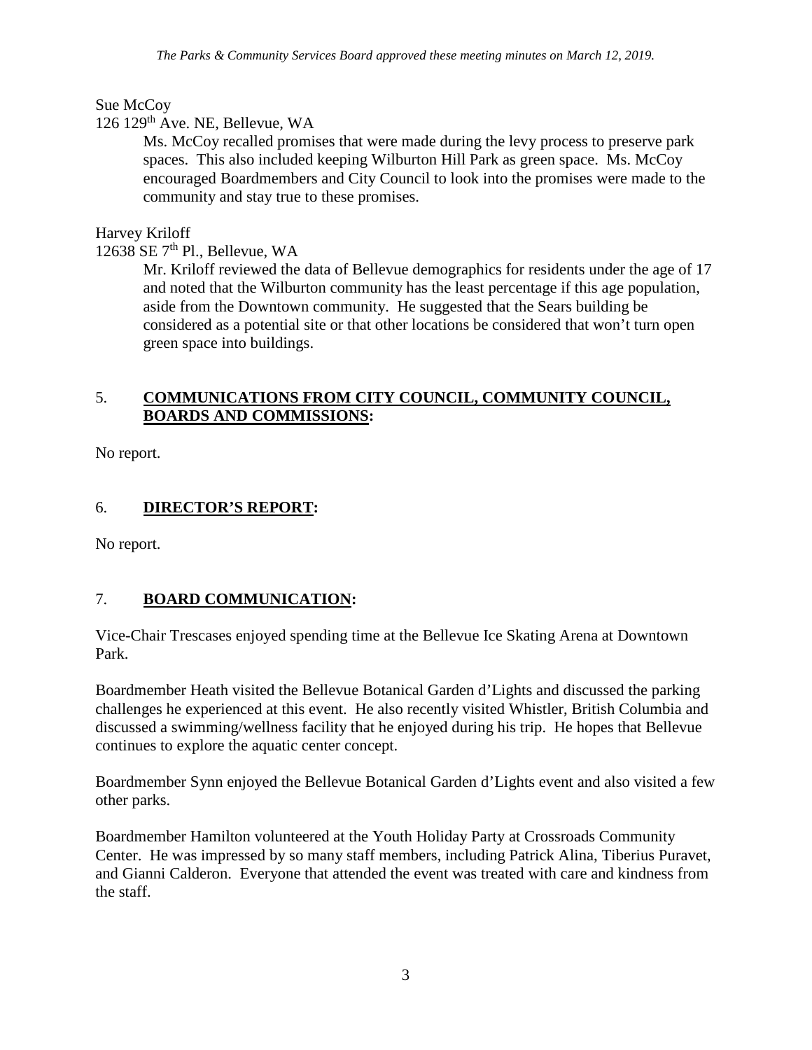Sue McCoy
126 129th Ave. NE, Bellevue, WA

Ms. McCoy recalled promises that were made during the levy process to preserve park spaces. This also included keeping Wilburton Hill Park as green space. Ms. McCoy encouraged Boardmembers and City Council to look into the promises were made to the community and stay true to these promises.

Harvey Kriloff
12638 SE 7th Pl., Bellevue, WA

Mr. Kriloff reviewed the data of Bellevue demographics for residents under the age of 17 and noted that the Wilburton community has the least percentage if this age population, aside from the Downtown community. He suggested that the Sears building be considered as a potential site or that other locations be considered that won't turn open green space into buildings.

## 5. COMMUNICATIONS FROM CITY COUNCIL, COMMUNITY COUNCIL, BOARDS AND COMMISSIONS:

No report.

## 6. DIRECTOR'S REPORT:

No report.

## 7. BOARD COMMUNICATION:

Vice-Chair Trescases enjoyed spending time at the Bellevue Ice Skating Arena at Downtown Park.

Boardmember Heath visited the Bellevue Botanical Garden d'Lights and discussed the parking challenges he experienced at this event. He also recently visited Whistler, British Columbia and discussed a swimming/wellness facility that he enjoyed during his trip. He hopes that Bellevue continues to explore the aquatic center concept.

Boardmember Synn enjoyed the Bellevue Botanical Garden d'Lights event and also visited a few other parks.

Boardmember Hamilton volunteered at the Youth Holiday Party at Crossroads Community Center. He was impressed by so many staff members, including Patrick Alina, Tiberius Puravet, and Gianni Calderon. Everyone that attended the event was treated with care and kindness from the staff.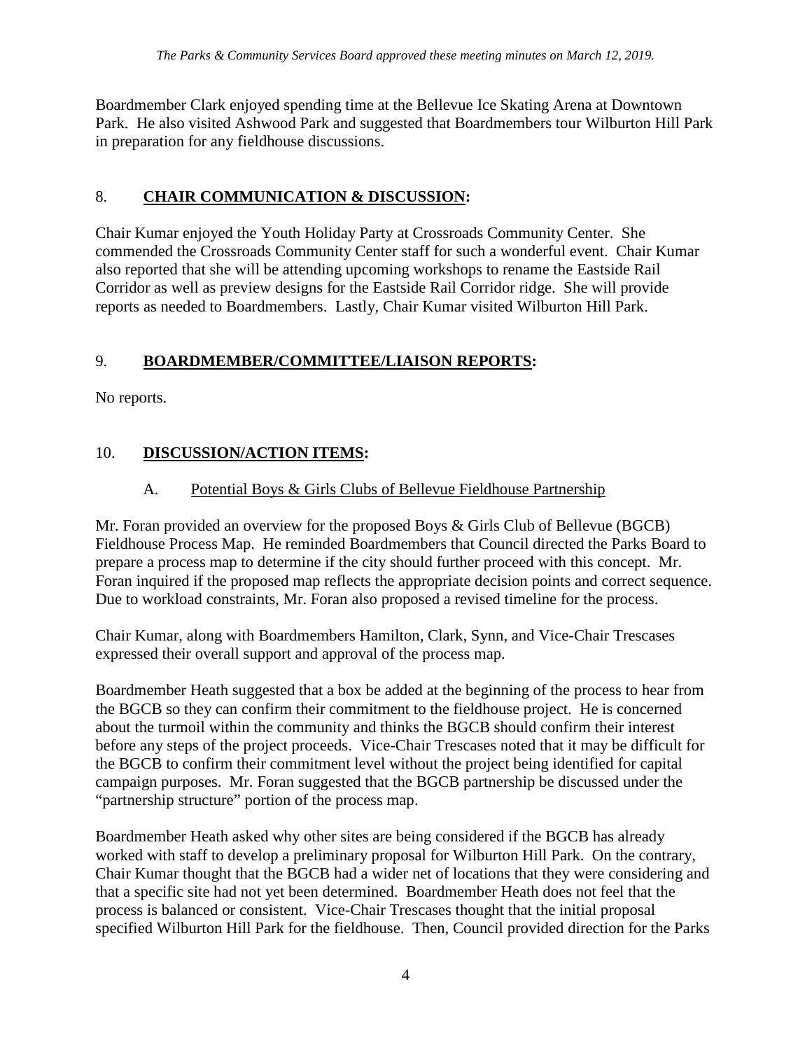Boardmember Clark enjoyed spending time at the Bellevue Ice Skating Arena at Downtown Park. He also visited Ashwood Park and suggested that Boardmembers tour Wilburton Hill Park in preparation for any fieldhouse discussions.

## 8. **CHAIR COMMUNICATION & DISCUSSION:**

Chair Kumar enjoyed the Youth Holiday Party at Crossroads Community Center. She commended the Crossroads Community Center staff for such a wonderful event. Chair Kumar also reported that she will be attending upcoming workshops to rename the Eastside Rail Corridor as well as preview designs for the Eastside Rail Corridor ridge. She will provide reports as needed to Boardmembers. Lastly, Chair Kumar visited Wilburton Hill Park.

## 9. **BOARDMEMBER/COMMITTEE/LIAISON REPORTS:**

No reports.

## 10. **DISCUSSION/ACTION ITEMS:**

### A. Potential Boys & Girls Clubs of Bellevue Fieldhouse Partnership

Mr. Foran provided an overview for the proposed Boys & Girls Club of Bellevue (BGCB) Fieldhouse Process Map. He reminded Boardmembers that Council directed the Parks Board to prepare a process map to determine if the city should further proceed with this concept. Mr. Foran inquired if the proposed map reflects the appropriate decision points and correct sequence. Due to workload constraints, Mr. Foran also proposed a revised timeline for the process.

Chair Kumar, along with Boardmembers Hamilton, Clark, Synn, and Vice-Chair Trescases expressed their overall support and approval of the process map.

Boardmember Heath suggested that a box be added at the beginning of the process to hear from the BGCB so they can confirm their commitment to the fieldhouse project. He is concerned about the turmoil within the community and thinks the BGCB should confirm their interest before any steps of the project proceeds. Vice-Chair Trescases noted that it may be difficult for the BGCB to confirm their commitment level without the project being identified for capital campaign purposes. Mr. Foran suggested that the BGCB partnership be discussed under the "partnership structure" portion of the process map.

Boardmember Heath asked why other sites are being considered if the BGCB has already worked with staff to develop a preliminary proposal for Wilburton Hill Park. On the contrary, Chair Kumar thought that the BGCB had a wider net of locations that they were considering and that a specific site had not yet been determined. Boardmember Heath does not feel that the process is balanced or consistent. Vice-Chair Trescases thought that the initial proposal specified Wilburton Hill Park for the fieldhouse. Then, Council provided direction for the Parks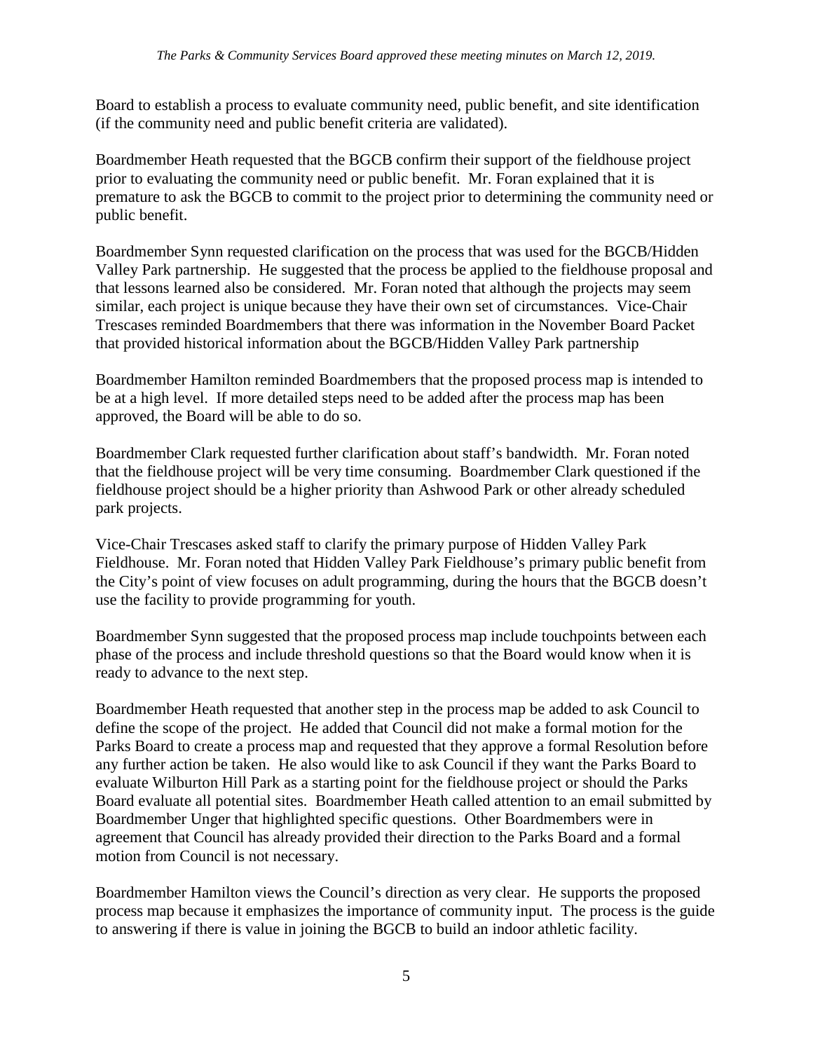Board to establish a process to evaluate community need, public benefit, and site identification (if the community need and public benefit criteria are validated).

Boardmember Heath requested that the BGCB confirm their support of the fieldhouse project prior to evaluating the community need or public benefit. Mr. Foran explained that it is premature to ask the BGCB to commit to the project prior to determining the community need or public benefit.

Boardmember Synn requested clarification on the process that was used for the BGCB/Hidden Valley Park partnership. He suggested that the process be applied to the fieldhouse proposal and that lessons learned also be considered. Mr. Foran noted that although the projects may seem similar, each project is unique because they have their own set of circumstances. Vice-Chair Trescases reminded Boardmembers that there was information in the November Board Packet that provided historical information about the BGCB/Hidden Valley Park partnership

Boardmember Hamilton reminded Boardmembers that the proposed process map is intended to be at a high level. If more detailed steps need to be added after the process map has been approved, the Board will be able to do so.

Boardmember Clark requested further clarification about staff's bandwidth. Mr. Foran noted that the fieldhouse project will be very time consuming. Boardmember Clark questioned if the fieldhouse project should be a higher priority than Ashwood Park or other already scheduled park projects.

Vice-Chair Trescases asked staff to clarify the primary purpose of Hidden Valley Park Fieldhouse. Mr. Foran noted that Hidden Valley Park Fieldhouse's primary public benefit from the City's point of view focuses on adult programming, during the hours that the BGCB doesn't use the facility to provide programming for youth.

Boardmember Synn suggested that the proposed process map include touchpoints between each phase of the process and include threshold questions so that the Board would know when it is ready to advance to the next step.

Boardmember Heath requested that another step in the process map be added to ask Council to define the scope of the project. He added that Council did not make a formal motion for the Parks Board to create a process map and requested that they approve a formal Resolution before any further action be taken. He also would like to ask Council if they want the Parks Board to evaluate Wilburton Hill Park as a starting point for the fieldhouse project or should the Parks Board evaluate all potential sites. Boardmember Heath called attention to an email submitted by Boardmember Unger that highlighted specific questions. Other Boardmembers were in agreement that Council has already provided their direction to the Parks Board and a formal motion from Council is not necessary.

Boardmember Hamilton views the Council's direction as very clear. He supports the proposed process map because it emphasizes the importance of community input. The process is the guide to answering if there is value in joining the BGCB to build an indoor athletic facility.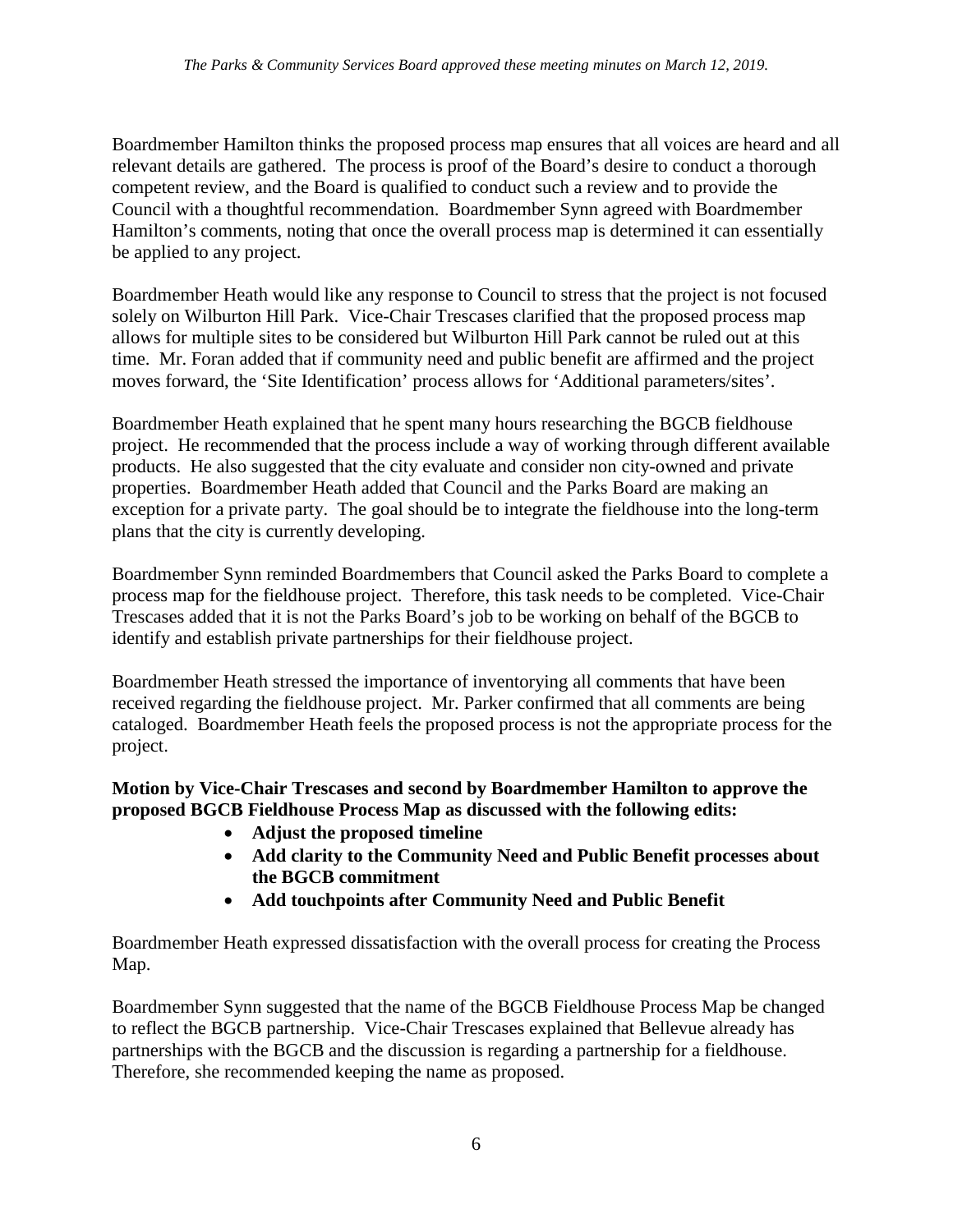Boardmember Hamilton thinks the proposed process map ensures that all voices are heard and all relevant details are gathered. The process is proof of the Board's desire to conduct a thorough competent review, and the Board is qualified to conduct such a review and to provide the Council with a thoughtful recommendation. Boardmember Synn agreed with Boardmember Hamilton's comments, noting that once the overall process map is determined it can essentially be applied to any project.

Boardmember Heath would like any response to Council to stress that the project is not focused solely on Wilburton Hill Park. Vice-Chair Trescases clarified that the proposed process map allows for multiple sites to be considered but Wilburton Hill Park cannot be ruled out at this time. Mr. Foran added that if community need and public benefit are affirmed and the project moves forward, the 'Site Identification' process allows for 'Additional parameters/sites'.

Boardmember Heath explained that he spent many hours researching the BGCB fieldhouse project. He recommended that the process include a way of working through different available products. He also suggested that the city evaluate and consider non city-owned and private properties. Boardmember Heath added that Council and the Parks Board are making an exception for a private party. The goal should be to integrate the fieldhouse into the long-term plans that the city is currently developing.

Boardmember Synn reminded Boardmembers that Council asked the Parks Board to complete a process map for the fieldhouse project. Therefore, this task needs to be completed. Vice-Chair Trescases added that it is not the Parks Board's job to be working on behalf of the BGCB to identify and establish private partnerships for their fieldhouse project.

Boardmember Heath stressed the importance of inventorying all comments that have been received regarding the fieldhouse project. Mr. Parker confirmed that all comments are being cataloged. Boardmember Heath feels the proposed process is not the appropriate process for the project.

**Motion by Vice-Chair Trescases and second by Boardmember Hamilton to approve the proposed BGCB Fieldhouse Process Map as discussed with the following edits:**

- **Adjust the proposed timeline**
- **Add clarity to the Community Need and Public Benefit processes about the BGCB commitment**
- **Add touchpoints after Community Need and Public Benefit**

Boardmember Heath expressed dissatisfaction with the overall process for creating the Process Map.

Boardmember Synn suggested that the name of the BGCB Fieldhouse Process Map be changed to reflect the BGCB partnership. Vice-Chair Trescases explained that Bellevue already has partnerships with the BGCB and the discussion is regarding a partnership for a fieldhouse. Therefore, she recommended keeping the name as proposed.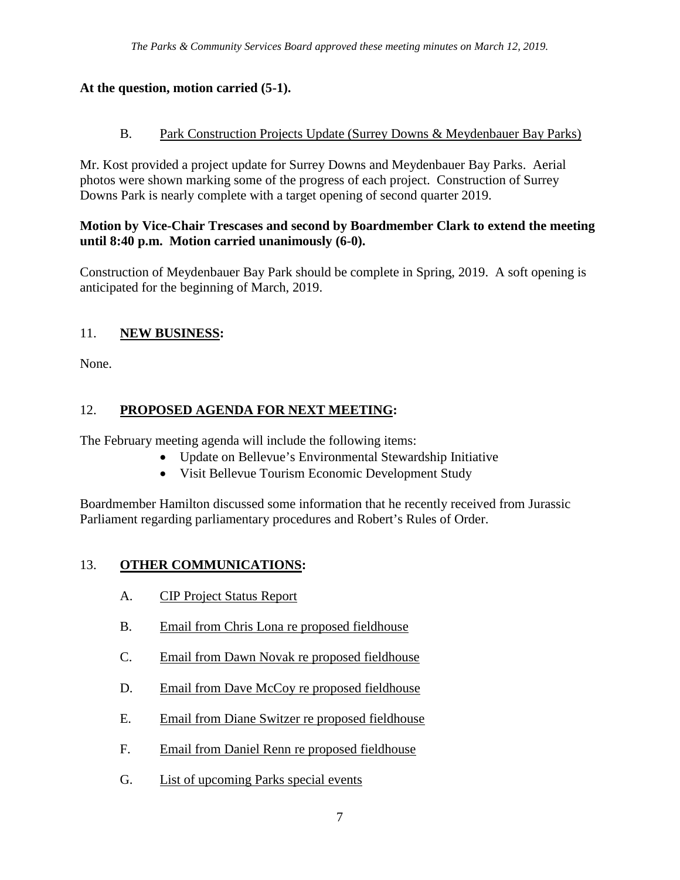*The Parks & Community Services Board approved these meeting minutes on March 12, 2019.*

**At the question, motion carried (5-1).**

B. Park Construction Projects Update (Surrey Downs & Meydenbauer Bay Parks)

Mr. Kost provided a project update for Surrey Downs and Meydenbauer Bay Parks. Aerial photos were shown marking some of the progress of each project. Construction of Surrey Downs Park is nearly complete with a target opening of second quarter 2019.

**Motion by Vice-Chair Trescases and second by Boardmember Clark to extend the meeting until 8:40 p.m. Motion carried unanimously (6-0).**

Construction of Meydenbauer Bay Park should be complete in Spring, 2019. A soft opening is anticipated for the beginning of March, 2019.

## 11. **NEW BUSINESS:**

None.

## 12. **PROPOSED AGENDA FOR NEXT MEETING:**

The February meeting agenda will include the following items:

- Update on Bellevue's Environmental Stewardship Initiative
- Visit Bellevue Tourism Economic Development Study

Boardmember Hamilton discussed some information that he recently received from Jurassic Parliament regarding parliamentary procedures and Robert's Rules of Order.

## 13. **OTHER COMMUNICATIONS:**

A. CIP Project Status Report

B. Email from Chris Lona re proposed fieldhouse

C. Email from Dawn Novak re proposed fieldhouse

D. Email from Dave McCoy re proposed fieldhouse

E. Email from Diane Switzer re proposed fieldhouse

F. Email from Daniel Renn re proposed fieldhouse

G. List of upcoming Parks special events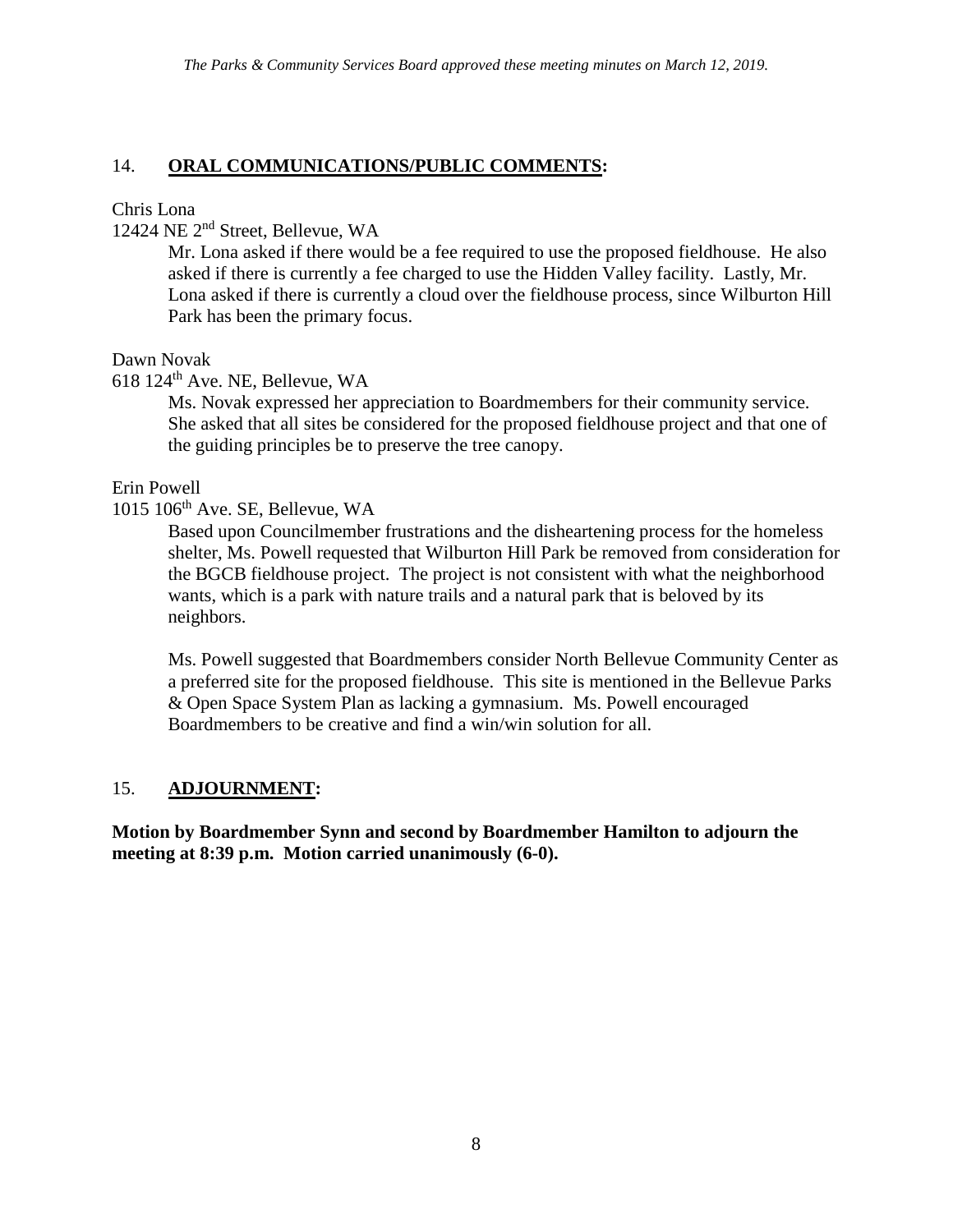*The Parks & Community Services Board approved these meeting minutes on March 12, 2019.*

## 14. **ORAL COMMUNICATIONS/PUBLIC COMMENTS:**

Chris Lona
12424 NE 2nd Street, Bellevue, WA

Mr. Lona asked if there would be a fee required to use the proposed fieldhouse. He also asked if there is currently a fee charged to use the Hidden Valley facility. Lastly, Mr. Lona asked if there is currently a cloud over the fieldhouse process, since Wilburton Hill Park has been the primary focus.

Dawn Novak
618 124th Ave. NE, Bellevue, WA

Ms. Novak expressed her appreciation to Boardmembers for their community service. She asked that all sites be considered for the proposed fieldhouse project and that one of the guiding principles be to preserve the tree canopy.

Erin Powell
1015 106th Ave. SE, Bellevue, WA

Based upon Councilmember frustrations and the disheartening process for the homeless shelter, Ms. Powell requested that Wilburton Hill Park be removed from consideration for the BGCB fieldhouse project. The project is not consistent with what the neighborhood wants, which is a park with nature trails and a natural park that is beloved by its neighbors.

Ms. Powell suggested that Boardmembers consider North Bellevue Community Center as a preferred site for the proposed fieldhouse. This site is mentioned in the Bellevue Parks & Open Space System Plan as lacking a gymnasium. Ms. Powell encouraged Boardmembers to be creative and find a win/win solution for all.

## 15. **ADJOURNMENT:**

**Motion by Boardmember Synn and second by Boardmember Hamilton to adjourn the meeting at 8:39 p.m. Motion carried unanimously (6-0).**